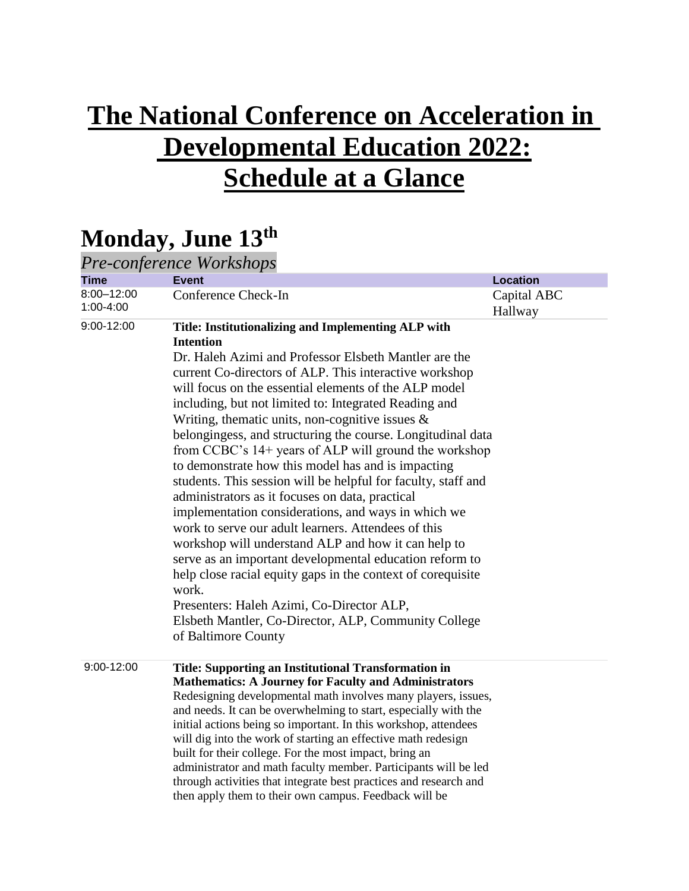# The National Conference on Acceleration in Developmental Education 2022: Schedule at a Glance

## Monday, June 13th

*Pre-conference Workshops*

| Time | Event | Location |
|---|---|---|
| 8:00–12:00<br>1:00-4:00 | Conference Check-In | Capital ABC Hallway |
| 9:00-12:00 | **Title: Institutionalizing and Implementing ALP with Intention**<br>Dr. Haleh Azimi and Professor Elsbeth Mantler are the current Co-directors of ALP. This interactive workshop will focus on the essential elements of the ALP model including, but not limited to: Integrated Reading and Writing, thematic units, non-cognitive issues & belongingess, and structuring the course. Longitudinal data from CCBC's 14+ years of ALP will ground the workshop to demonstrate how this model has and is impacting students. This session will be helpful for faculty, staff and administrators as it focuses on data, practical implementation considerations, and ways in which we work to serve our adult learners. Attendees of this workshop will understand ALP and how it can help to serve as an important developmental education reform to help close racial equity gaps in the context of corequisite work.<br>Presenters: Haleh Azimi, Co-Director ALP, Elsbeth Mantler, Co-Director, ALP, Community College of Baltimore County | |
| 9:00-12:00 | **Title: Supporting an Institutional Transformation in Mathematics: A Journey for Faculty and Administrators**<br>Redesigning developmental math involves many players, issues, and needs. It can be overwhelming to start, especially with the initial actions being so important. In this workshop, attendees will dig into the work of starting an effective math redesign built for their college. For the most impact, bring an administrator and math faculty member. Participants will be led through activities that integrate best practices and research and then apply them to their own campus. Feedback will be | |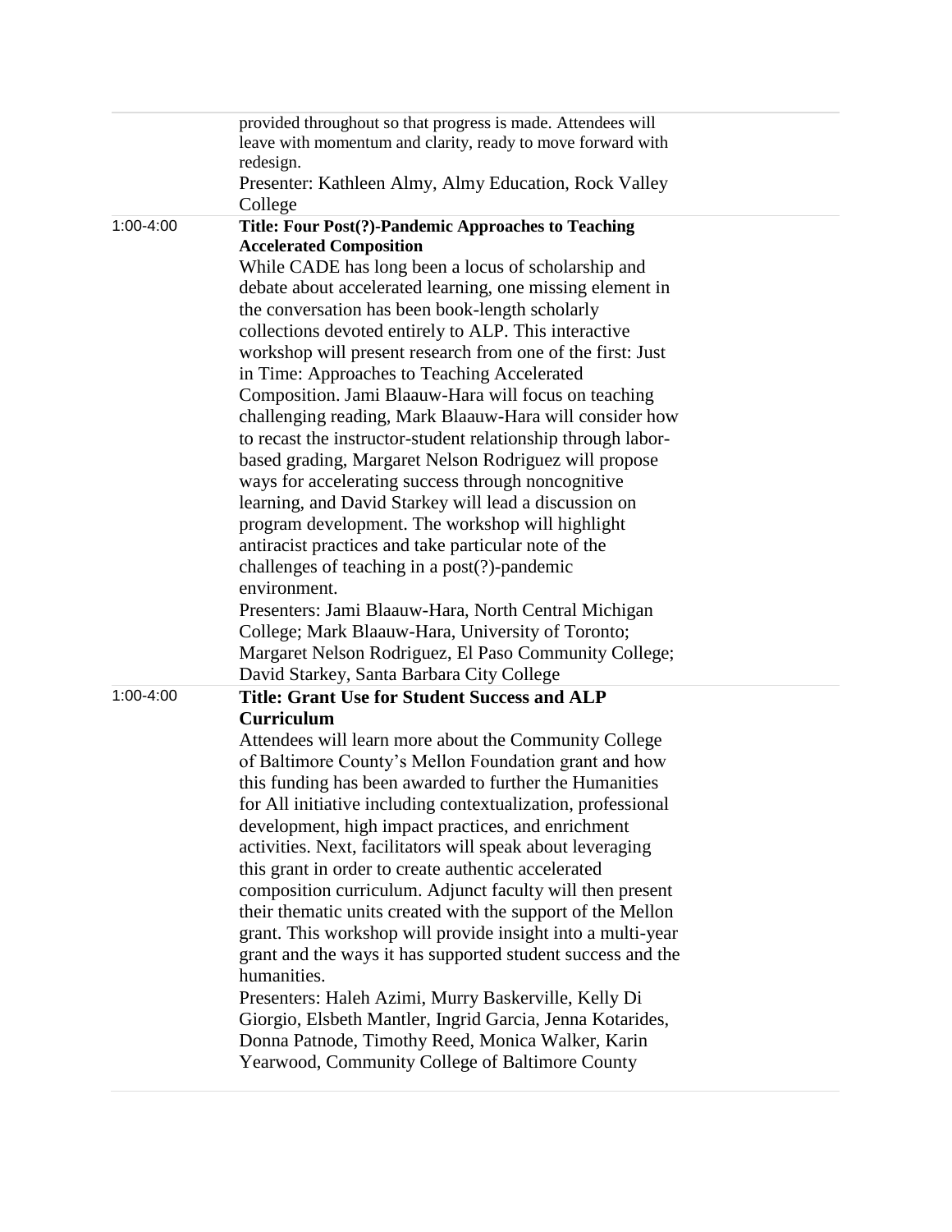| | | |
|---|---|---|
| | provided throughout so that progress is made. Attendees will leave with momentum and clarity, ready to move forward with redesign.<br>Presenter: Kathleen Almy, Almy Education, Rock Valley College | |
| 1:00-4:00 | **Title: Four Post(?)-Pandemic Approaches to Teaching Accelerated Composition**<br>While CADE has long been a locus of scholarship and debate about accelerated learning, one missing element in the conversation has been book-length scholarly collections devoted entirely to ALP. This interactive workshop will present research from one of the first: Just in Time: Approaches to Teaching Accelerated Composition. Jami Blaauw-Hara will focus on teaching challenging reading, Mark Blaauw-Hara will consider how to recast the instructor-student relationship through labor-based grading, Margaret Nelson Rodriguez will propose ways for accelerating success through noncognitive learning, and David Starkey will lead a discussion on program development. The workshop will highlight antiracist practices and take particular note of the challenges of teaching in a post(?)-pandemic environment.<br>Presenters: Jami Blaauw-Hara, North Central Michigan College; Mark Blaauw-Hara, University of Toronto; Margaret Nelson Rodriguez, El Paso Community College; David Starkey, Santa Barbara City College | |
| 1:00-4:00 | **Title: Grant Use for Student Success and ALP Curriculum**<br>Attendees will learn more about the Community College of Baltimore County's Mellon Foundation grant and how this funding has been awarded to further the Humanities for All initiative including contextualization, professional development, high impact practices, and enrichment activities. Next, facilitators will speak about leveraging this grant in order to create authentic accelerated composition curriculum. Adjunct faculty will then present their thematic units created with the support of the Mellon grant. This workshop will provide insight into a multi-year grant and the ways it has supported student success and the humanities.<br>Presenters: Haleh Azimi, Murry Baskerville, Kelly Di Giorgio, Elsbeth Mantler, Ingrid Garcia, Jenna Kotarides, Donna Patnode, Timothy Reed, Monica Walker, Karin Yearwood, Community College of Baltimore County | |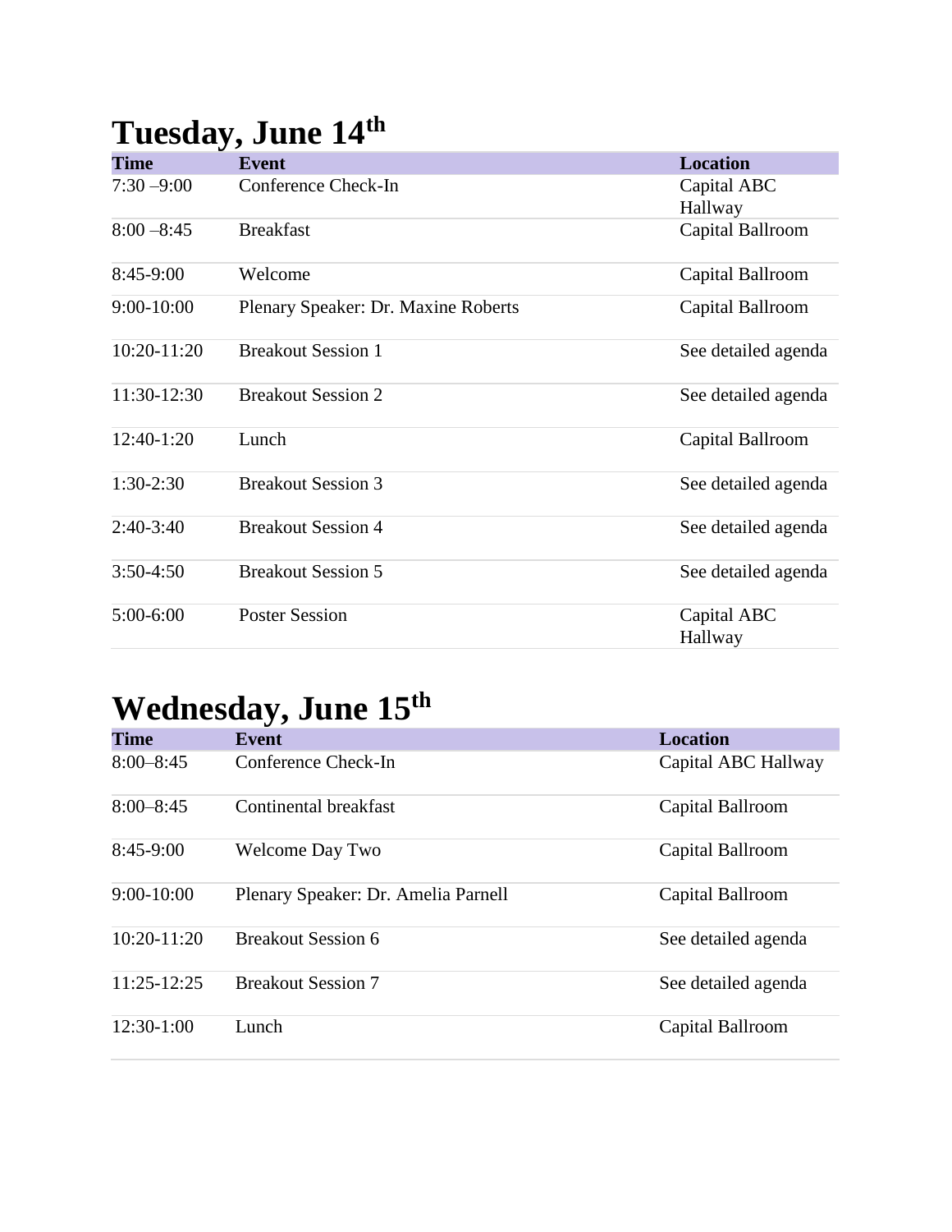# Tuesday, June 14th

| Time | Event | Location |
|---|---|---|
| 7:30 –9:00 | Conference Check-In | Capital ABC Hallway |
| 8:00 –8:45 | Breakfast | Capital Ballroom |
| 8:45-9:00 | Welcome | Capital Ballroom |
| 9:00-10:00 | Plenary Speaker: Dr. Maxine Roberts | Capital Ballroom |
| 10:20-11:20 | Breakout Session 1 | See detailed agenda |
| 11:30-12:30 | Breakout Session 2 | See detailed agenda |
| 12:40-1:20 | Lunch | Capital Ballroom |
| 1:30-2:30 | Breakout Session 3 | See detailed agenda |
| 2:40-3:40 | Breakout Session 4 | See detailed agenda |
| 3:50-4:50 | Breakout Session 5 | See detailed agenda |
| 5:00-6:00 | Poster Session | Capital ABC Hallway |

# Wednesday, June 15th

| Time | Event | Location |
|---|---|---|
| 8:00–8:45 | Conference Check-In | Capital ABC Hallway |
| 8:00–8:45 | Continental breakfast | Capital Ballroom |
| 8:45-9:00 | Welcome Day Two | Capital Ballroom |
| 9:00-10:00 | Plenary Speaker: Dr. Amelia Parnell | Capital Ballroom |
| 10:20-11:20 | Breakout Session 6 | See detailed agenda |
| 11:25-12:25 | Breakout Session 7 | See detailed agenda |
| 12:30-1:00 | Lunch | Capital Ballroom |